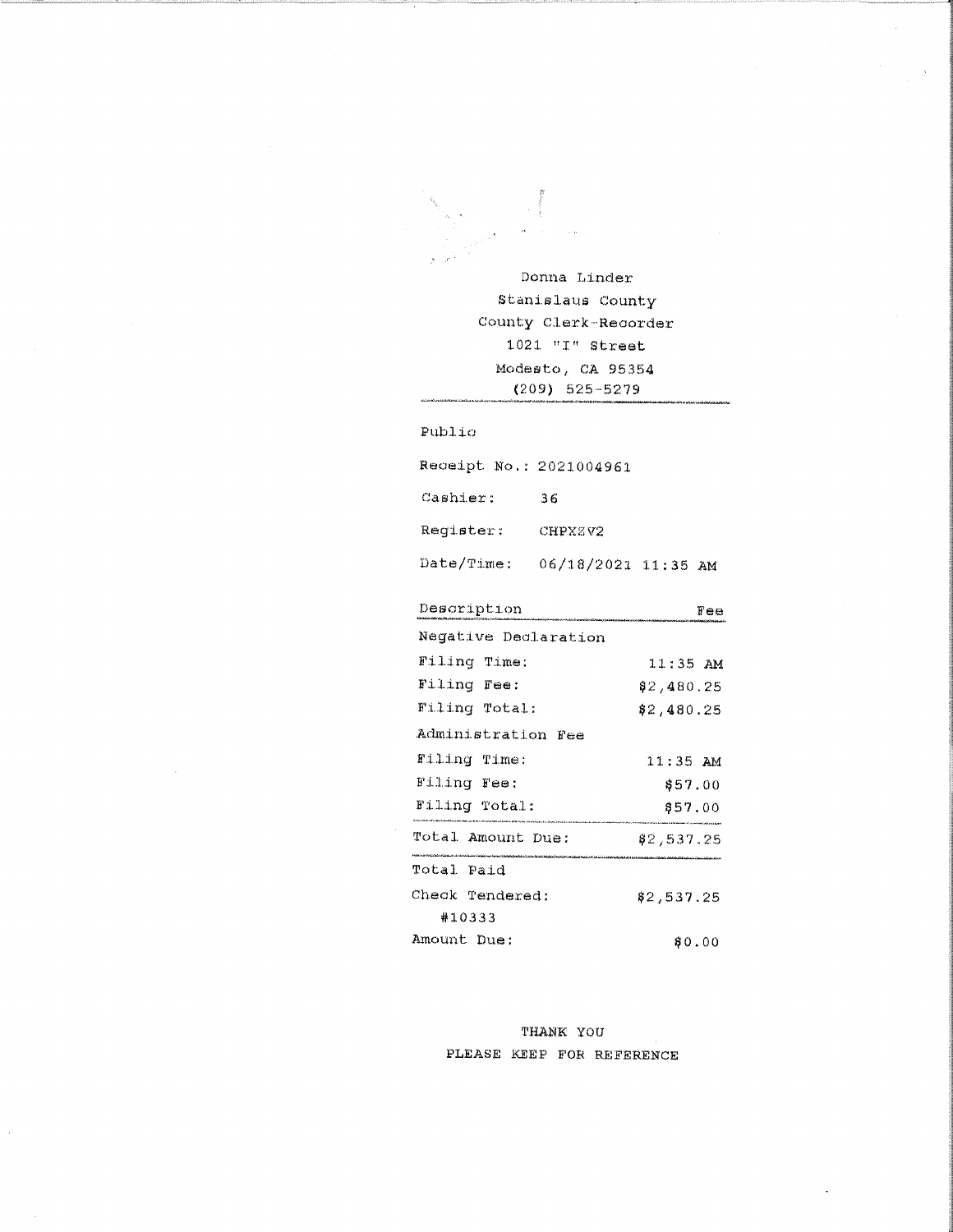Donna Linder
Stanislaus County
County Clerk-Recorder
1021 "I" Street
Modesto, CA 95354
(209) 525-5279

---

Public

Receipt No.: 2021004961

Cashier: 36

Register: CHPXZV2

Date/Time: 06/18/2021 11:35 AM

| Description | Fee |
|---|---|
| Negative Declaration | |
| Filing Time: | 11:35 AM |
| Filing Fee: | $2,480.25 |
| Filing Total: | $2,480.25 |
| Administration Fee | |
| Filing Time: | 11:35 AM |
| Filing Fee: | $57.00 |
| Filing Total: | $57.00 |
| Total Amount Due: | $2,537.25 |
| Total Paid | |
| Check Tendered: #10333 | $2,537.25 |
| Amount Due: | $0.00 |

THANK YOU
PLEASE KEEP FOR REFERENCE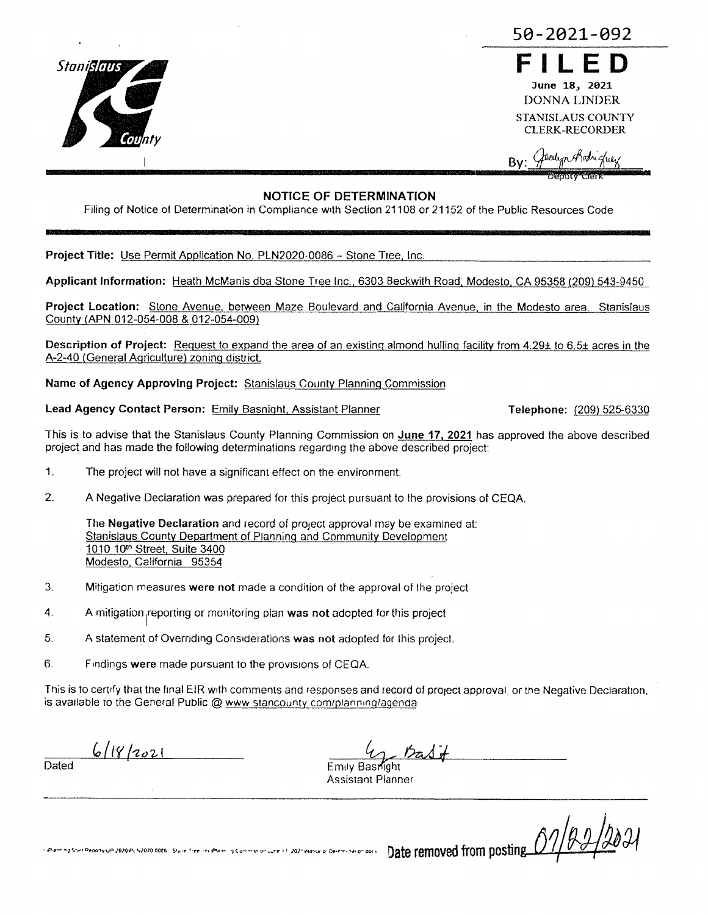Stanislaus County

50-2021-092

**FILED**

June 18, 2021
DONNA LINDER
STANISLAUS COUNTY
CLERK-RECORDER

By: Jacelyn Rodriguez
Deputy Clerk

## NOTICE OF DETERMINATION

Filing of Notice of Determination in Compliance with Section 21108 or 21152 of the Public Resources Code

**Project Title:** Use Permit Application No. PLN2020-0086 - Stone Tree, Inc.

**Applicant Information:** Heath McManis dba Stone Tree Inc., 6303 Beckwith Road, Modesto, CA 95358 (209) 543-9450

**Project Location:** Stone Avenue, between Maze Boulevard and California Avenue, in the Modesto area. Stanislaus County (APN 012-054-008 & 012-054-009)

**Description of Project:** Request to expand the area of an existing almond hulling facility from 4.29± to 6.5± acres in the A-2-40 (General Agriculture) zoning district.

**Name of Agency Approving Project:** Stanislaus County Planning Commission

**Lead Agency Contact Person:** Emily Basnight, Assistant Planner **Telephone:** (209) 525-6330

This is to advise that the Stanislaus County Planning Commission on **June 17, 2021** has approved the above described project and has made the following determinations regarding the above described project:

1. The project will not have a significant effect on the environment.

2. A Negative Declaration was prepared for this project pursuant to the provisions of CEQA.

   The **Negative Declaration** and record of project approval may be examined at:
   Stanislaus County Department of Planning and Community Development
   1010 10th Street, Suite 3400
   Modesto, California 95354

3. Mitigation measures **were not** made a condition of the approval of the project

4. A mitigation reporting or monitoring plan **was not** adopted for this project

5. A statement of Overriding Considerations **was not** adopted for this project.

6. Findings **were** made pursuant to the provisions of CEQA.

This is to certify that the final EIR with comments and responses and record of project approval, or the Negative Declaration, is available to the General Public @ www.stancounty.com/planning/agenda

6/18/2021
Dated

Emily Basnight
Assistant Planner

Date removed from posting 07/02/2021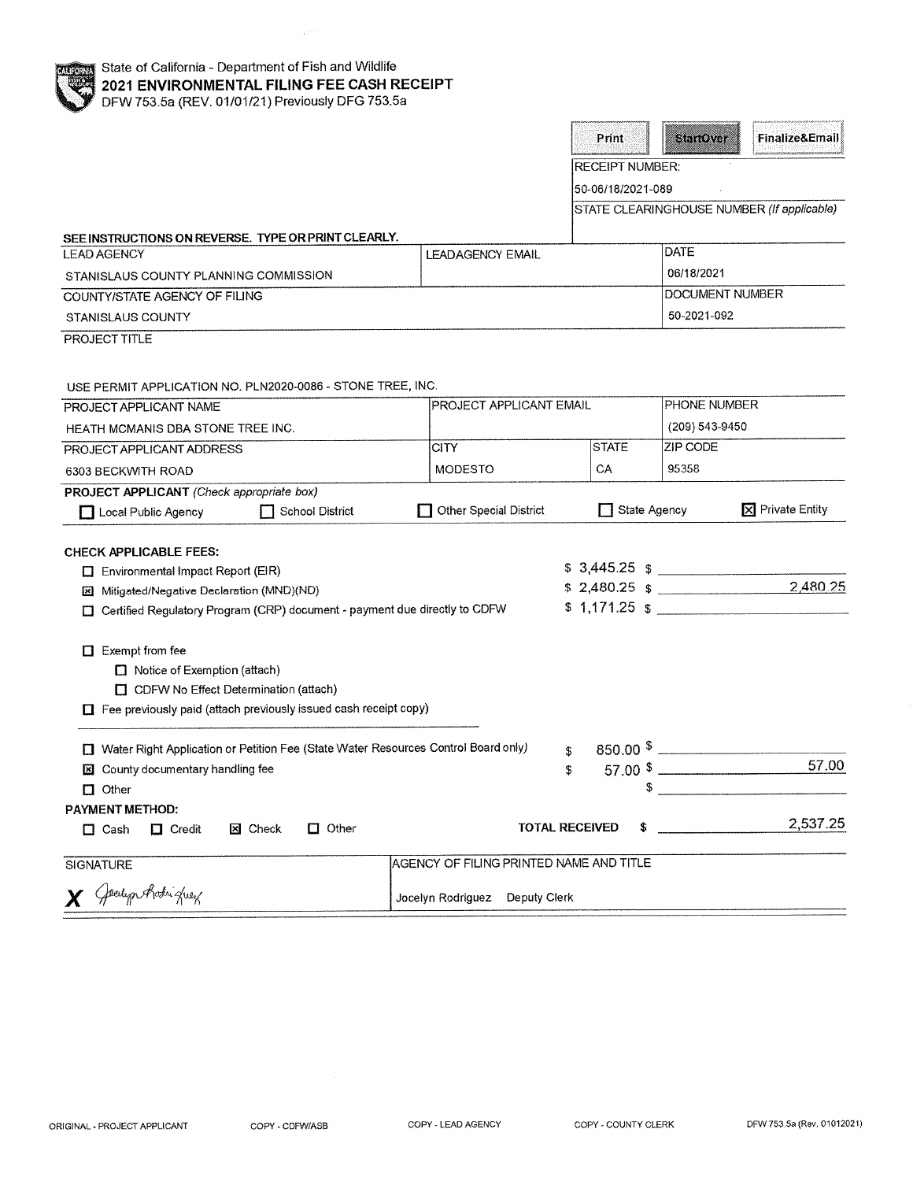State of California - Department of Fish and Wildlife

# 2021 ENVIRONMENTAL FILING FEE CASH RECEIPT

DFW 753.5a (REV. 01/01/21) Previously DFG 753.5a

Print | StartOver | Finalize&Email

RECEIPT NUMBER:
50-06/18/2021-089

STATE CLEARINGHOUSE NUMBER *(If applicable)*

**SEE INSTRUCTIONS ON REVERSE. TYPE OR PRINT CLEARLY.**

| LEAD AGENCY | LEADAGENCY EMAIL | DATE |
|---|---|---|
| STANISLAUS COUNTY PLANNING COMMISSION | | 06/18/2021 |
| COUNTY/STATE AGENCY OF FILING | | DOCUMENT NUMBER |
| STANISLAUS COUNTY | | 50-2021-092 |

PROJECT TITLE

USE PERMIT APPLICATION NO. PLN2020-0086 - STONE TREE, INC.

| PROJECT APPLICANT NAME | PROJECT APPLICANT EMAIL | | PHONE NUMBER |
|---|---|---|---|
| HEATH MCMANIS DBA STONE TREE INC. | | | (209) 543-9450 |
| PROJECT APPLICANT ADDRESS | CITY | STATE | ZIP CODE |
| 6303 BECKWITH ROAD | MODESTO | CA | 95358 |

**PROJECT APPLICANT** *(Check appropriate box)*

☐ Local Public Agency ☐ School District ☐ Other Special District ☐ State Agency ☒ Private Entity

**CHECK APPLICABLE FEES:**

| | | |
|---|---|---|
| ☐ Environmental Impact Report (EIR) | $ 3,445.25 | $ |
| ☒ Mitigated/Negative Declaration (MND)(ND) | $ 2,480.25 | $ 2,480.25 |
| ☐ Certified Regulatory Program (CRP) document - payment due directly to CDFW | $ 1,171.25 | $ |

☐ Exempt from fee
- ☐ Notice of Exemption (attach)
- ☐ CDFW No Effect Determination (attach)

☐ Fee previously paid (attach previously issued cash receipt copy)

| | | |
|---|---|---|
| ☐ Water Right Application or Petition Fee (State Water Resources Control Board only) | $ 850.00 | $ |
| ☒ County documentary handling fee | $ 57.00 | $ 57.00 |
| ☐ Other | | $ |

**PAYMENT METHOD:**

☐ Cash ☐ Credit ☒ Check ☐ Other

**TOTAL RECEIVED** $ 2,537.25

| SIGNATURE | AGENCY OF FILING PRINTED NAME AND TITLE |
|---|---|
| X *Jocelyn Rodriguez* | Jocelyn Rodriguez Deputy Clerk |

ORIGINAL - PROJECT APPLICANT COPY - CDFW/ASB COPY - LEAD AGENCY COPY - COUNTY CLERK DFW 753.5a (Rev. 01012021)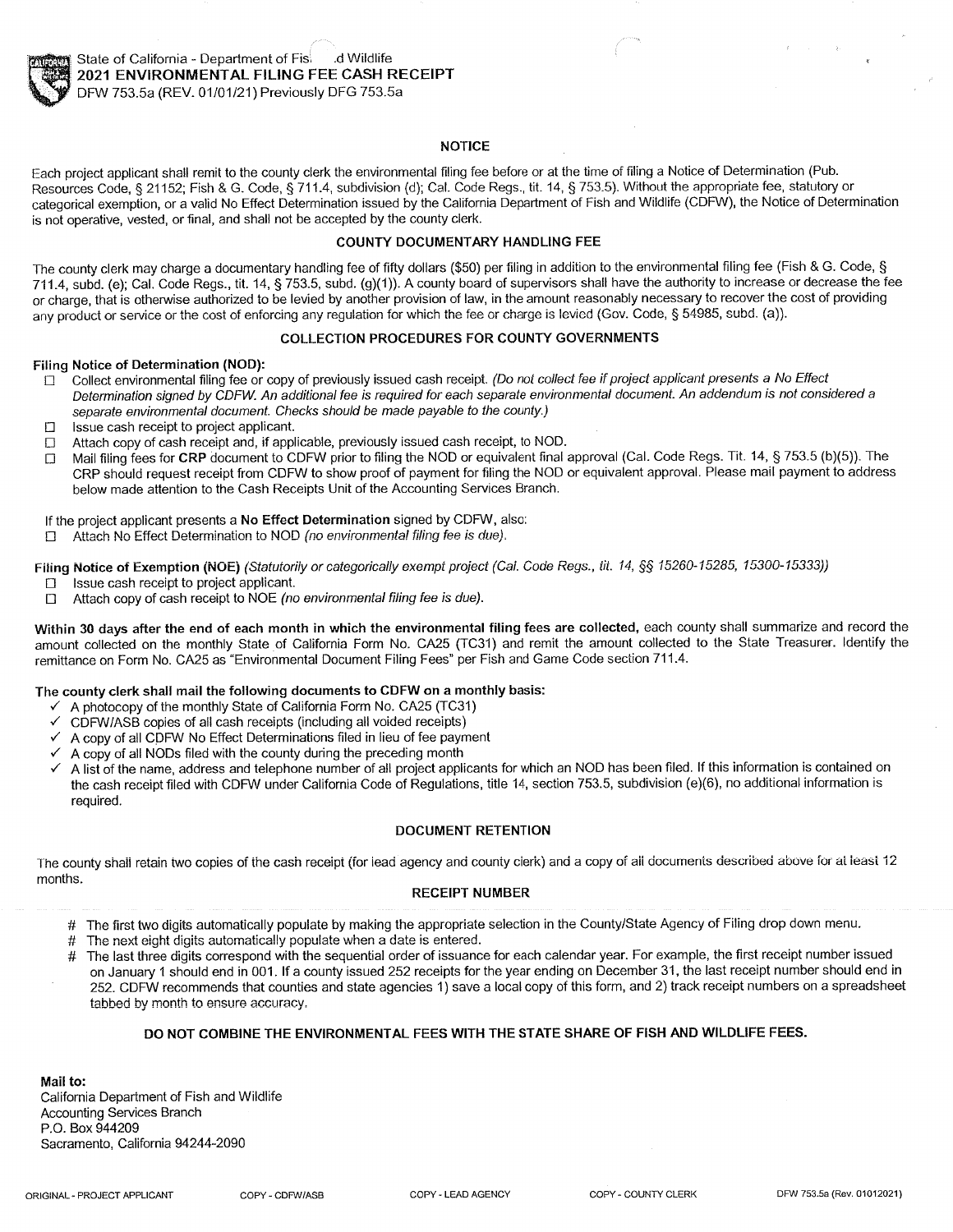State of California - Department of Fish and Wildlife
**2021 ENVIRONMENTAL FILING FEE CASH RECEIPT**
DFW 753.5a (REV. 01/01/21) Previously DFG 753.5a

## NOTICE

Each project applicant shall remit to the county clerk the environmental filing fee before or at the time of filing a Notice of Determination (Pub. Resources Code, § 21152; Fish & G. Code, § 711.4, subdivision (d); Cal. Code Regs., tit. 14, § 753.5). Without the appropriate fee, statutory or categorical exemption, or a valid No Effect Determination issued by the California Department of Fish and Wildlife (CDFW), the Notice of Determination is not operative, vested, or final, and shall not be accepted by the county clerk.

## COUNTY DOCUMENTARY HANDLING FEE

The county clerk may charge a documentary handling fee of fifty dollars ($50) per filing in addition to the environmental filing fee (Fish & G. Code, § 711.4, subd. (e); Cal. Code Regs., tit. 14, § 753.5, subd. (g)(1)). A county board of supervisors shall have the authority to increase or decrease the fee or charge, that is otherwise authorized to be levied by another provision of law, in the amount reasonably necessary to recover the cost of providing any product or service or the cost of enforcing any regulation for which the fee or charge is levied (Gov. Code, § 54985, subd. (a)).

## COLLECTION PROCEDURES FOR COUNTY GOVERNMENTS

**Filing Notice of Determination (NOD):**

- ☐ Collect environmental filing fee or copy of previously issued cash receipt. *(Do not collect fee if project applicant presents a No Effect Determination signed by CDFW. An additional fee is required for each separate environmental document. An addendum is not considered a separate environmental document. Checks should be made payable to the county.)*
- ☐ Issue cash receipt to project applicant.
- ☐ Attach copy of cash receipt and, if applicable, previously issued cash receipt, to NOD.
- ☐ Mail filing fees for **CRP** document to CDFW prior to filing the NOD or equivalent final approval (Cal. Code Regs. Tit. 14, § 753.5 (b)(5)). The CRP should request receipt from CDFW to show proof of payment for filing the NOD or equivalent approval. Please mail payment to address below made attention to the Cash Receipts Unit of the Accounting Services Branch.

If the project applicant presents a **No Effect Determination** signed by CDFW, also:

- ☐ Attach No Effect Determination to NOD *(no environmental filing fee is due).*

**Filing Notice of Exemption (NOE)** *(Statutorily or categorically exempt project (Cal. Code Regs., tit. 14, §§ 15260-15285, 15300-15333))*

- ☐ Issue cash receipt to project applicant.
- ☐ Attach copy of cash receipt to NOE *(no environmental filing fee is due).*

**Within 30 days after the end of each month in which the environmental filing fees are collected,** each county shall summarize and record the amount collected on the monthly State of California Form No. CA25 (TC31) and remit the amount collected to the State Treasurer. Identify the remittance on Form No. CA25 as "Environmental Document Filing Fees" per Fish and Game Code section 711.4.

**The county clerk shall mail the following documents to CDFW on a monthly basis:**

- ✓ A photocopy of the monthly State of California Form No. CA25 (TC31)
- ✓ CDFW/ASB copies of all cash receipts (including all voided receipts)
- ✓ A copy of all CDFW No Effect Determinations filed in lieu of fee payment
- ✓ A copy of all NODs filed with the county during the preceding month
- ✓ A list of the name, address and telephone number of all project applicants for which an NOD has been filed. If this information is contained on the cash receipt filed with CDFW under California Code of Regulations, title 14, section 753.5, subdivision (e)(6), no additional information is required.

## DOCUMENT RETENTION

The county shall retain two copies of the cash receipt (for lead agency and county clerk) and a copy of all documents described above for at least 12 months.

## RECEIPT NUMBER

- # The first two digits automatically populate by making the appropriate selection in the County/State Agency of Filing drop down menu.
- # The next eight digits automatically populate when a date is entered.
- # The last three digits correspond with the sequential order of issuance for each calendar year. For example, the first receipt number issued on January 1 should end in 001. If a county issued 252 receipts for the year ending on December 31, the last receipt number should end in 252. CDFW recommends that counties and state agencies 1) save a local copy of this form, and 2) track receipt numbers on a spreadsheet tabbed by month to ensure accuracy.

**DO NOT COMBINE THE ENVIRONMENTAL FEES WITH THE STATE SHARE OF FISH AND WILDLIFE FEES.**

**Mail to:**
California Department of Fish and Wildlife
Accounting Services Branch
P.O. Box 944209
Sacramento, California 94244-2090

ORIGINAL - PROJECT APPLICANT | COPY - CDFW/ASB | COPY - LEAD AGENCY | COPY - COUNTY CLERK | DFW 753.5a (Rev. 01012021)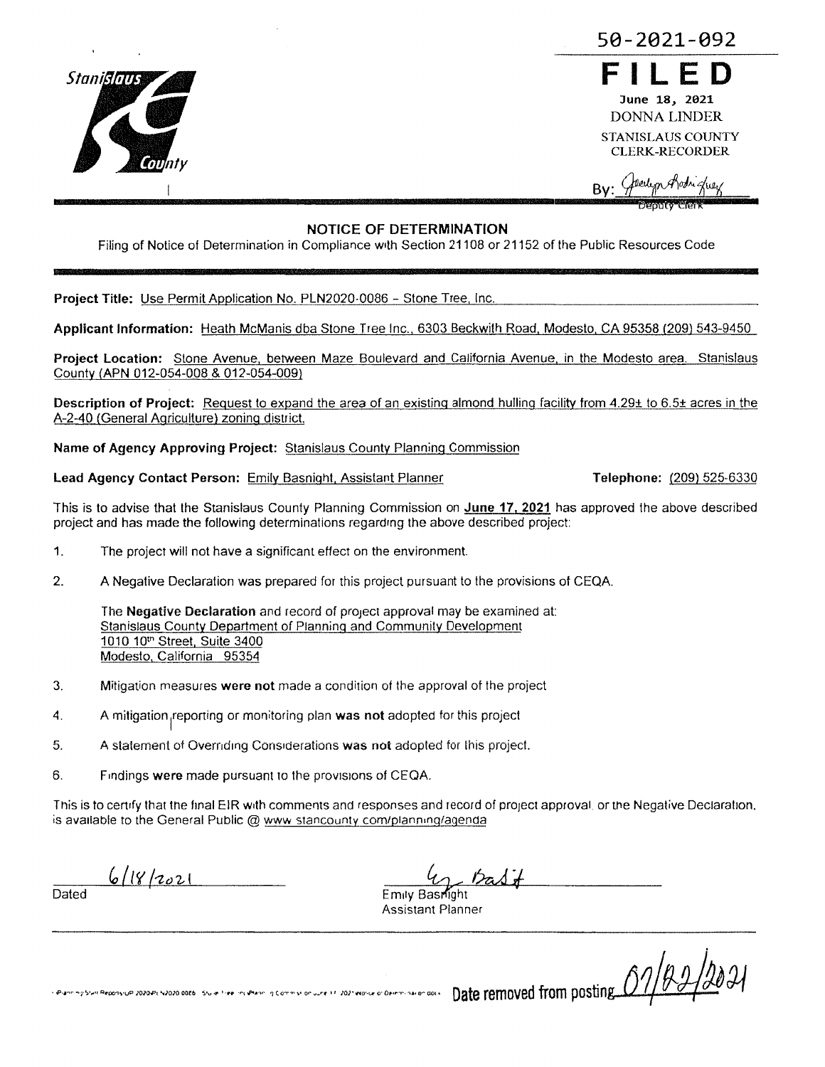50-2021-092

**FILED**

June 18, 2021
DONNA LINDER
STANISLAUS COUNTY
CLERK-RECORDER

By: Jocelyn Rodriguez
Deputy Clerk

## NOTICE OF DETERMINATION

Filing of Notice of Determination in Compliance with Section 21108 or 21152 of the Public Resources Code

**Project Title:** Use Permit Application No. PLN2020-0086 – Stone Tree, Inc.

**Applicant Information:** Heath McManis dba Stone Tree Inc., 6303 Beckwith Road, Modesto, CA 95358 (209) 543-9450

**Project Location:** Stone Avenue, between Maze Boulevard and California Avenue, in the Modesto area. Stanislaus County (APN 012-054-008 & 012-054-009)

**Description of Project:** Request to expand the area of an existing almond hulling facility from 4.29± to 6.5± acres in the A-2-40 (General Agriculture) zoning district.

**Name of Agency Approving Project:** Stanislaus County Planning Commission

**Lead Agency Contact Person:** Emily Basnight, Assistant Planner **Telephone:** (209) 525-6330

This is to advise that the Stanislaus County Planning Commission on **June 17, 2021** has approved the above described project and has made the following determinations regarding the above described project:

1. The project will not have a significant effect on the environment.

2. A Negative Declaration was prepared for this project pursuant to the provisions of CEQA.

   The **Negative Declaration** and record of project approval may be examined at:
   Stanislaus County Department of Planning and Community Development
   1010 10th Street, Suite 3400
   Modesto, California 95354

3. Mitigation measures **were not** made a condition of the approval of the project

4. A mitigation reporting or monitoring plan **was not** adopted for this project

5. A statement of Overriding Considerations **was not** adopted for this project.

6. Findings **were** made pursuant to the provisions of CEQA.

This is to certify that the final EIR with comments and responses and record of project approval, or the Negative Declaration, is available to the General Public @ www.stancounty.com/planning/agenda

6/18/2021
Dated

Emily Basnight
Assistant Planner

Date removed from posting 07/22/2021